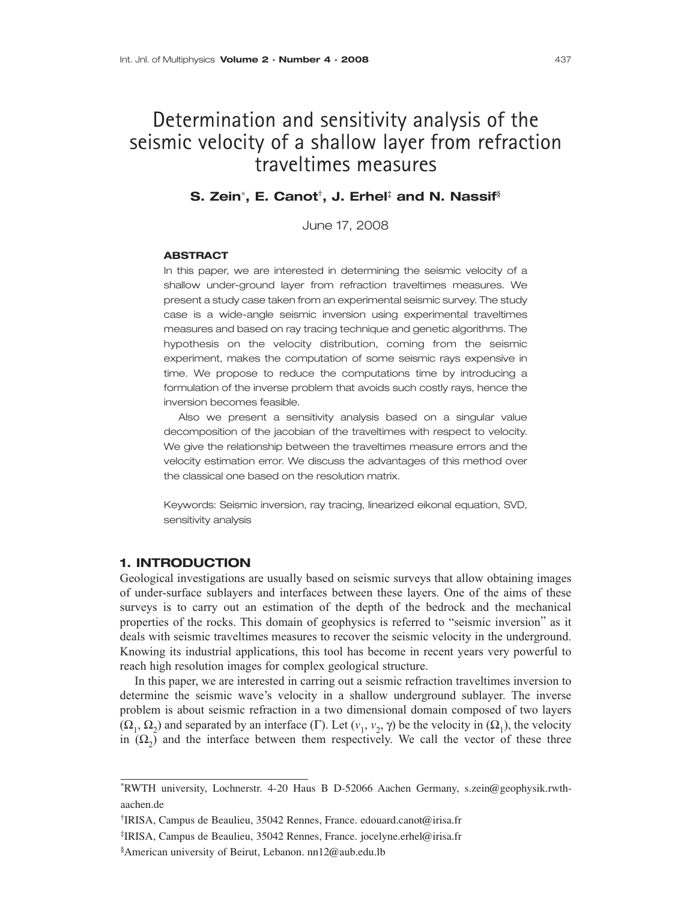# Determination and sensitivity analysis of the seismic velocity of a shallow layer from refraction traveltimes measures

**S. Zein[*], E. Canot[†], J. Erhel[‡] and N. Nassif[§]**

June 17, 2008

#### ABSTRACT

In this paper, we are interested in determining the seismic velocity of a shallow under-ground layer from refraction traveltimes measures. We present a study case taken from an experimental seismic survey. The study case is a wide-angle seismic inversion using experimental traveltimes measures and based on ray tracing technique and genetic algorithms. The hypothesis on the velocity distribution, coming from the seismic experiment, makes the computation of some seismic rays expensive in time. We propose to reduce the computations time by introducing a formulation of the inverse problem that avoids such costly rays, hence the inversion becomes feasible.

Also we present a sensitivity analysis based on a singular value decomposition of the jacobian of the traveltimes with respect to velocity. We give the relationship between the traveltimes measure errors and the velocity estimation error. We discuss the advantages of this method over the classical one based on the resolution matrix.

Keywords: Seismic inversion, ray tracing, linearized eikonal equation, SVD, sensitivity analysis

## 1. INTRODUCTION

Geological investigations are usually based on seismic surveys that allow obtaining images of under-surface sublayers and interfaces between these layers. One of the aims of these surveys is to carry out an estimation of the depth of the bedrock and the mechanical properties of the rocks. This domain of geophysics is referred to "seismic inversion" as it deals with seismic traveltimes measures to recover the seismic velocity in the underground. Knowing its industrial applications, this tool has become in recent years very powerful to reach high resolution images for complex geological structure.

In this paper, we are interested in carring out a seismic refraction traveltimes inversion to determine the seismic wave's velocity in a shallow underground sublayer. The inverse problem is about seismic refraction in a two dimensional domain composed of two layers ($\Omega_1$, $\Omega_2$) and separated by an interface ($\Gamma$). Let ($v_1$, $v_2$, $\gamma$) be the velocity in ($\Omega_1$), the velocity in ($\Omega_2$) and the interface between them respectively. We call the vector of these three

---

[*] RWTH university, Lochnerstr. 4-20 Haus B D-52066 Aachen Germany, s.zein@geophysik.rwth-aachen.de

[†] IRISA, Campus de Beaulieu, 35042 Rennes, France. edouard.canot@irisa.fr

[‡] IRISA, Campus de Beaulieu, 35042 Rennes, France. jocelyne.erhel@irisa.fr

[§] American university of Beirut, Lebanon. nn12@aub.edu.lb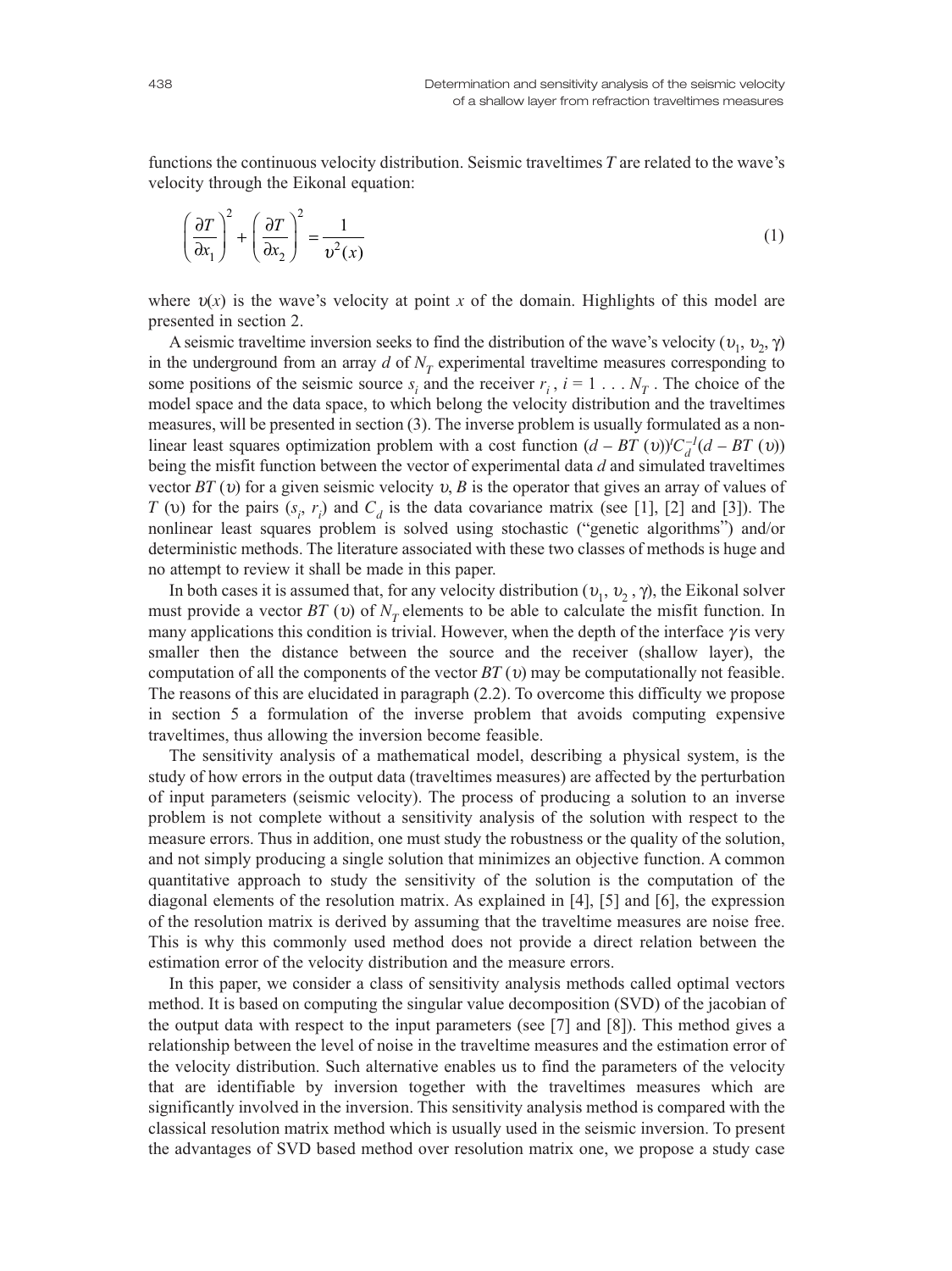functions the continuous velocity distribution. Seismic traveltimes $T$ are related to the wave's velocity through the Eikonal equation:

$$\left(\frac{\partial T}{\partial x_1}\right)^2 + \left(\frac{\partial T}{\partial x_2}\right)^2 = \frac{1}{\upsilon^2(x)} \tag{1}$$

where $\upsilon(x)$ is the wave's velocity at point $x$ of the domain. Highlights of this model are presented in section 2.

A seismic traveltime inversion seeks to find the distribution of the wave's velocity $(\upsilon_1, \upsilon_2, \gamma)$ in the underground from an array $d$ of $N_T$ experimental traveltime measures corresponding to some positions of the seismic source $s_i$ and the receiver $r_i$, $i = 1 \ldots N_T$. The choice of the model space and the data space, to which belong the velocity distribution and the traveltimes measures, will be presented in section (3). The inverse problem is usually formulated as a non-linear least squares optimization problem with a cost function $(d - BT(\upsilon))^t C_d^{-1}(d - BT(\upsilon))$ being the misfit function between the vector of experimental data $d$ and simulated traveltimes vector $BT(\upsilon)$ for a given seismic velocity $\upsilon$, $B$ is the operator that gives an array of values of $T(\upsilon)$ for the pairs $(s_i, r_i)$ and $C_d$ is the data covariance matrix (see [1], [2] and [3]). The nonlinear least squares problem is solved using stochastic ("genetic algorithms") and/or deterministic methods. The literature associated with these two classes of methods is huge and no attempt to review it shall be made in this paper.

In both cases it is assumed that, for any velocity distribution $(\upsilon_1, \upsilon_2, \gamma)$, the Eikonal solver must provide a vector $BT(\upsilon)$ of $N_T$ elements to be able to calculate the misfit function. In many applications this condition is trivial. However, when the depth of the interface $\gamma$ is very smaller then the distance between the source and the receiver (shallow layer), the computation of all the components of the vector $BT(\upsilon)$ may be computationally not feasible. The reasons of this are elucidated in paragraph (2.2). To overcome this difficulty we propose in section 5 a formulation of the inverse problem that avoids computing expensive traveltimes, thus allowing the inversion become feasible.

The sensitivity analysis of a mathematical model, describing a physical system, is the study of how errors in the output data (traveltimes measures) are affected by the perturbation of input parameters (seismic velocity). The process of producing a solution to an inverse problem is not complete without a sensitivity analysis of the solution with respect to the measure errors. Thus in addition, one must study the robustness or the quality of the solution, and not simply producing a single solution that minimizes an objective function. A common quantitative approach to study the sensitivity of the solution is the computation of the diagonal elements of the resolution matrix. As explained in [4], [5] and [6], the expression of the resolution matrix is derived by assuming that the traveltime measures are noise free. This is why this commonly used method does not provide a direct relation between the estimation error of the velocity distribution and the measure errors.

In this paper, we consider a class of sensitivity analysis methods called optimal vectors method. It is based on computing the singular value decomposition (SVD) of the jacobian of the output data with respect to the input parameters (see [7] and [8]). This method gives a relationship between the level of noise in the traveltime measures and the estimation error of the velocity distribution. Such alternative enables us to find the parameters of the velocity that are identifiable by inversion together with the traveltimes measures which are significantly involved in the inversion. This sensitivity analysis method is compared with the classical resolution matrix method which is usually used in the seismic inversion. To present the advantages of SVD based method over resolution matrix one, we propose a study case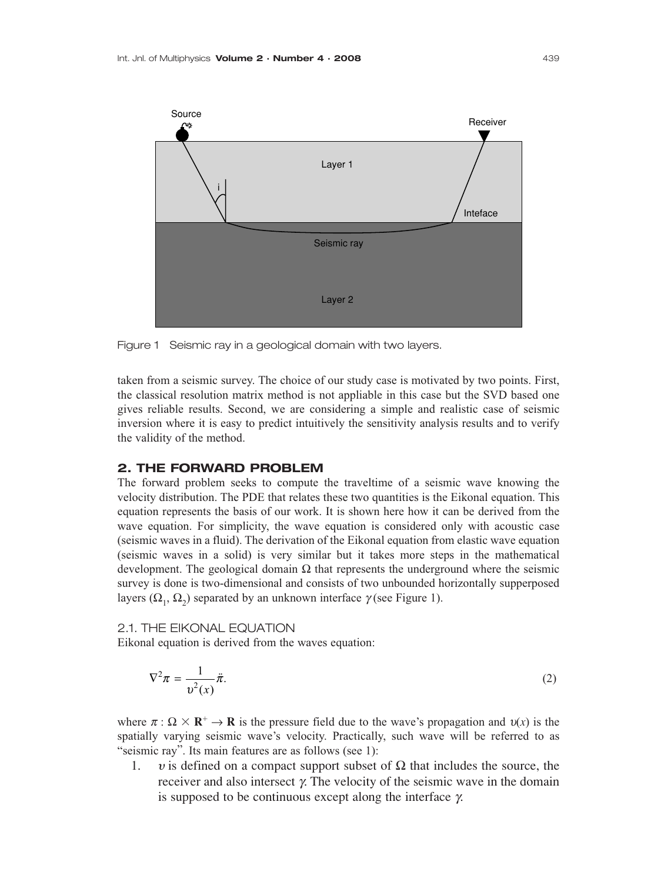Figure 1 Seismic ray in a geological domain with two layers.

taken from a seismic survey. The choice of our study case is motivated by two points. First, the classical resolution matrix method is not appliable in this case but the SVD based one gives reliable results. Second, we are considering a simple and realistic case of seismic inversion where it is easy to predict intuitively the sensitivity analysis results and to verify the validity of the method.

## 2. THE FORWARD PROBLEM

The forward problem seeks to compute the traveltime of a seismic wave knowing the velocity distribution. The PDE that relates these two quantities is the Eikonal equation. This equation represents the basis of our work. It is shown here how it can be derived from the wave equation. For simplicity, the wave equation is considered only with acoustic case (seismic waves in a fluid). The derivation of the Eikonal equation from elastic wave equation (seismic waves in a solid) is very similar but it takes more steps in the mathematical development. The geological domain $\Omega$ that represents the underground where the seismic survey is done is two-dimensional and consists of two unbounded horizontally supperposed layers ($\Omega_1$, $\Omega_2$) separated by an unknown interface $\gamma$ (see Figure 1).

### 2.1. THE EIKONAL EQUATION

Eikonal equation is derived from the waves equation:

$$\nabla^2 \pi = \frac{1}{\upsilon^2(x)} \ddot{\pi}. \tag{2}$$

where $\pi : \Omega \times \mathbf{R}^+ \rightarrow \mathbf{R}$ is the pressure field due to the wave's propagation and $\upsilon(x)$ is the spatially varying seismic wave's velocity. Practically, such wave will be referred to as "seismic ray". Its main features are as follows (see 1):

1. $\upsilon$ is defined on a compact support subset of $\Omega$ that includes the source, the receiver and also intersect $\gamma$. The velocity of the seismic wave in the domain is supposed to be continuous except along the interface $\gamma$.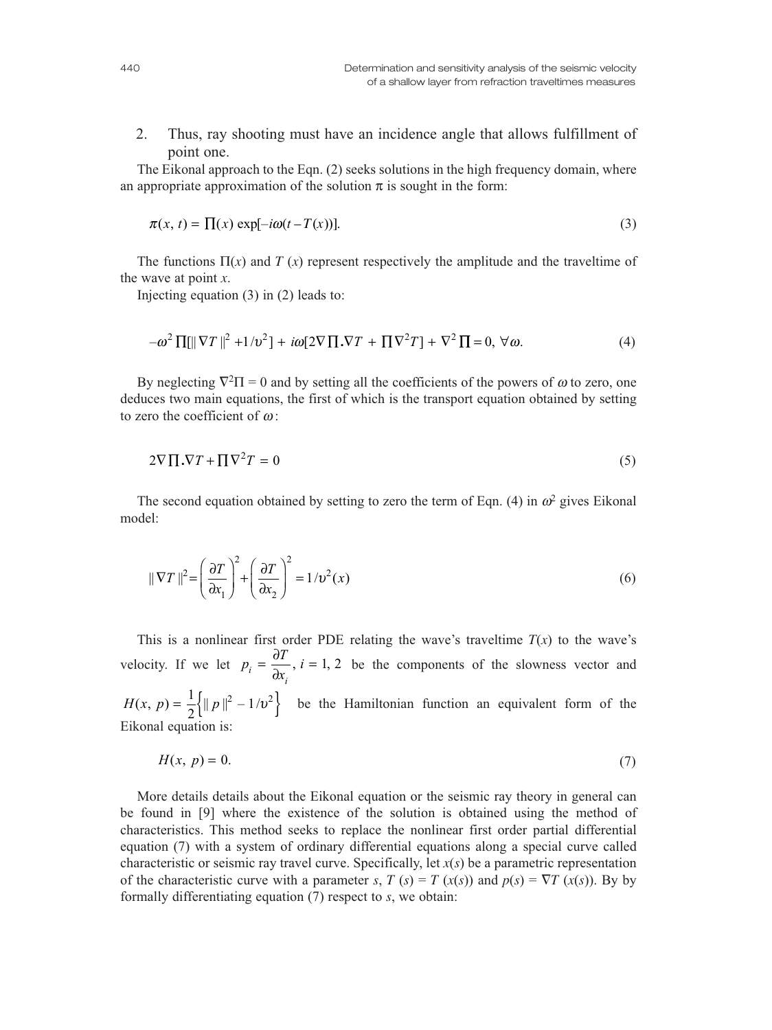2. Thus, ray shooting must have an incidence angle that allows fulfillment of point one.

The Eikonal approach to the Eqn. (2) seeks solutions in the high frequency domain, where an appropriate approximation of the solution $\pi$ is sought in the form:

$$\pi(x, t) = \prod(x) \exp[-i\omega(t - T(x))]. \tag{3}$$

The functions $\Pi(x)$ and $T(x)$ represent respectively the amplitude and the traveltime of the wave at point $x$.

Injecting equation (3) in (2) leads to:

$$-\omega^2 \prod[\| \nabla T \|^2 + 1/\upsilon^2] + i\omega[2\nabla \prod . \nabla T + \prod \nabla^2 T] + \nabla^2 \prod = 0, \ \forall \omega. \tag{4}$$

By neglecting $\nabla^2 \Pi = 0$ and by setting all the coefficients of the powers of $\omega$ to zero, one deduces two main equations, the first of which is the transport equation obtained by setting to zero the coefficient of $\omega$:

$$2\nabla \prod . \nabla T + \prod \nabla^2 T = 0 \tag{5}$$

The second equation obtained by setting to zero the term of Eqn. (4) in $\omega^2$ gives Eikonal model:

$$\| \nabla T \|^2 = \left( \frac{\partial T}{\partial x_1} \right)^2 + \left( \frac{\partial T}{\partial x_2} \right)^2 = 1/\upsilon^2(x) \tag{6}$$

This is a nonlinear first order PDE relating the wave's traveltime $T(x)$ to the wave's velocity. If we let $p_i = \dfrac{\partial T}{\partial x_i}, \ i = 1, 2$ be the components of the slowness vector and $H(x, p) = \dfrac{1}{2}\left\{ \| p \|^2 - 1/\upsilon^2 \right\}$ be the Hamiltonian function an equivalent form of the Eikonal equation is:

$$H(x, p) = 0. \tag{7}$$

More details details about the Eikonal equation or the seismic ray theory in general can be found in [9] where the existence of the solution is obtained using the method of characteristics. This method seeks to replace the nonlinear first order partial differential equation (7) with a system of ordinary differential equations along a special curve called characteristic or seismic ray travel curve. Specifically, let $x(s)$ be a parametric representation of the characteristic curve with a parameter $s$, $T(s) = T(x(s))$ and $p(s) = \nabla T(x(s))$. By by formally differentiating equation (7) respect to $s$, we obtain: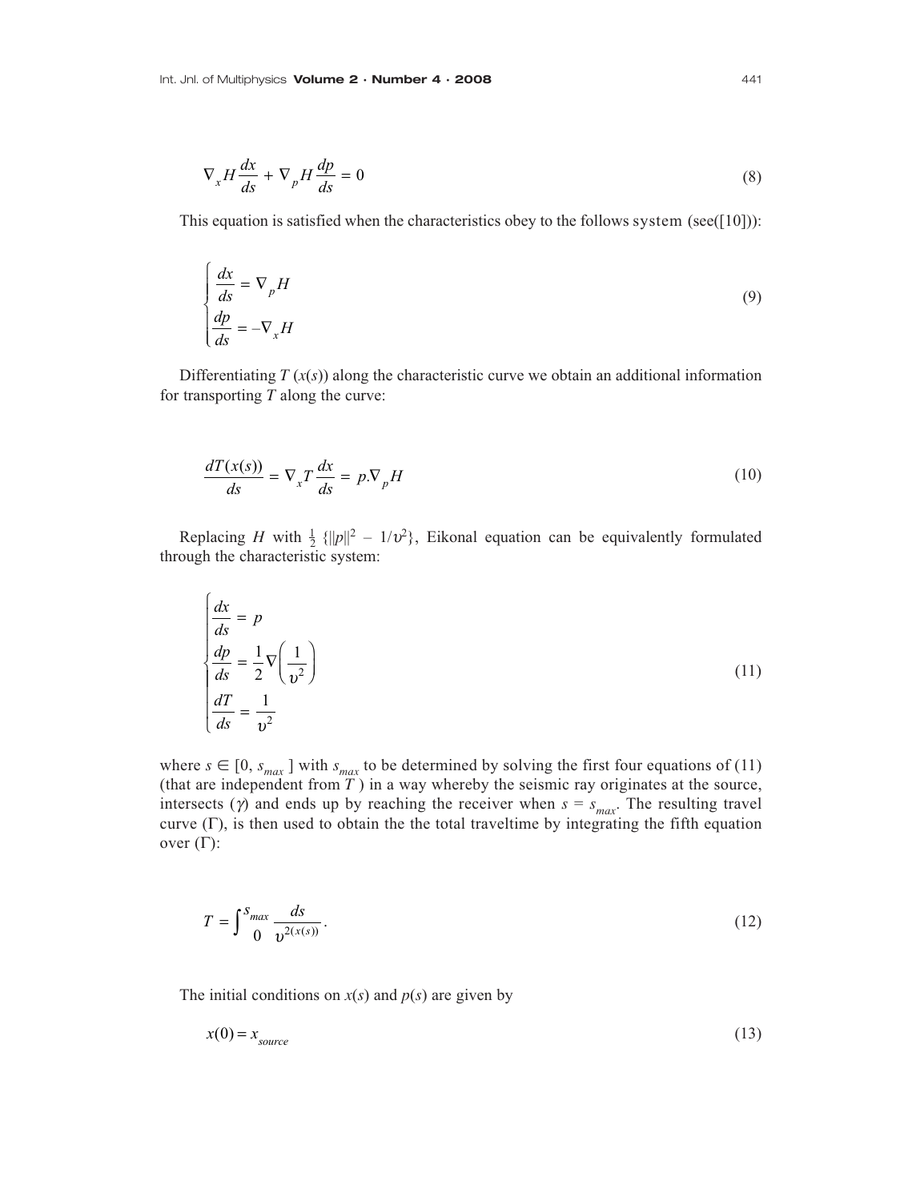$$\nabla_x H \frac{dx}{ds} + \nabla_p H \frac{dp}{ds} = 0 \tag{8}$$

This equation is satisfied when the characteristics obey to the follows system (see([10])):

$$\begin{cases} \dfrac{dx}{ds} = \nabla_p H \\ \dfrac{dp}{ds} = -\nabla_x H \end{cases} \tag{9}$$

Differentiating $T(x(s))$ along the characteristic curve we obtain an additional information for transporting $T$ along the curve:

$$\frac{dT(x(s))}{ds} = \nabla_x T \frac{dx}{ds} = p.\nabla_p H \tag{10}$$

Replacing $H$ with $\frac{1}{2}\{\|p\|^2 - 1/\upsilon^2\}$, Eikonal equation can be equivalently formulated through the characteristic system:

$$\begin{cases} \dfrac{dx}{ds} = p \\ \dfrac{dp}{ds} = \dfrac{1}{2}\nabla\left(\dfrac{1}{\upsilon^2}\right) \\ \dfrac{dT}{ds} = \dfrac{1}{\upsilon^2} \end{cases} \tag{11}$$

where $s \in [0, s_{max}]$ with $s_{max}$ to be determined by solving the first four equations of (11) (that are independent from $T$) in a way whereby the seismic ray originates at the source, intersects ($\gamma$) and ends up by reaching the receiver when $s = s_{max}$. The resulting travel curve ($\Gamma$), is then used to obtain the the total traveltime by integrating the fifth equation over ($\Gamma$):

$$T = \int_0^{s_{max}} \frac{ds}{\upsilon^{2(x(s))}}. \tag{12}$$

The initial conditions on $x(s)$ and $p(s)$ are given by

$$x(0) = x_{source} \tag{13}$$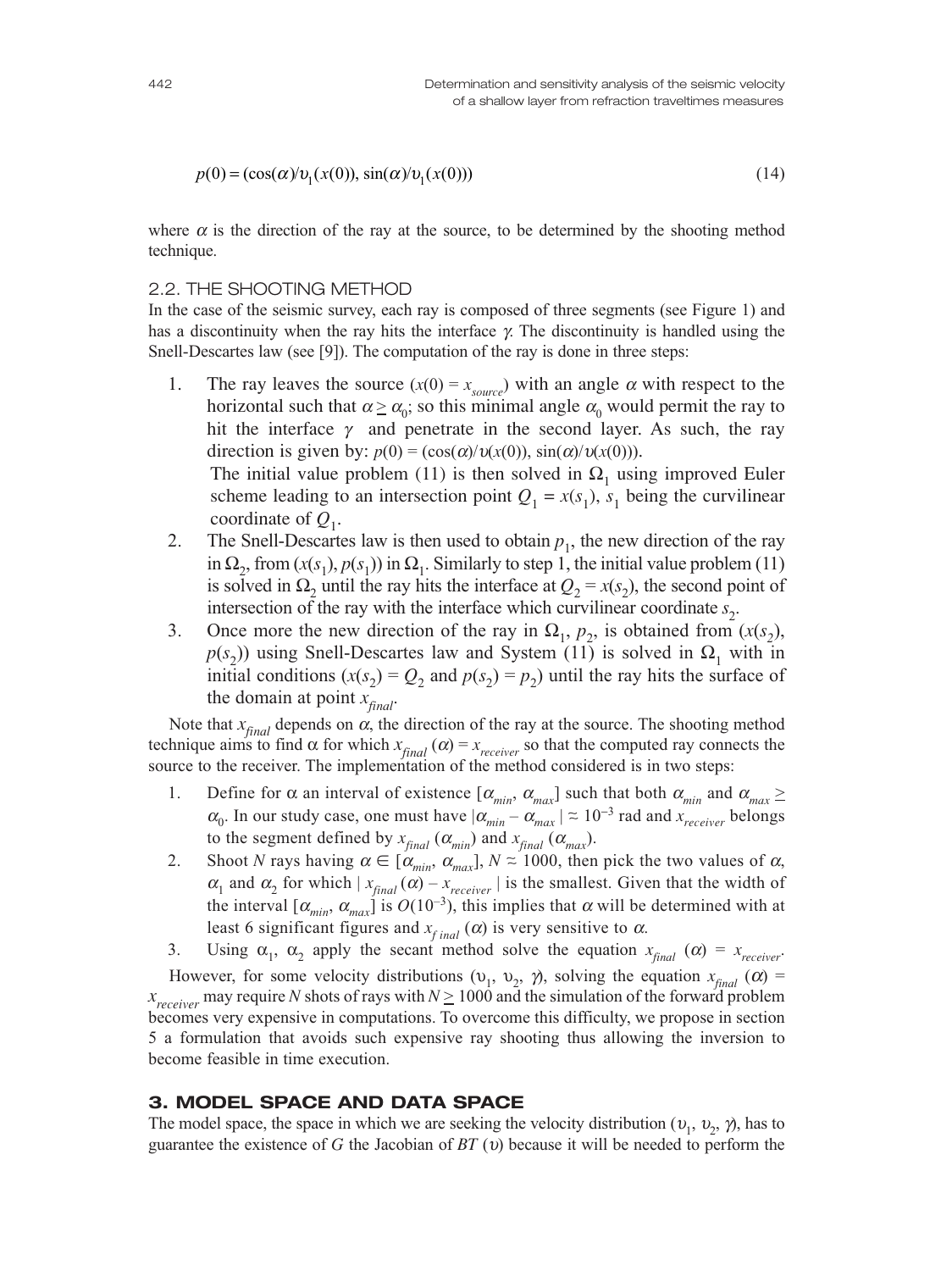$$p(0) = (\cos(\alpha)/\upsilon_1(x(0)), \sin(\alpha)/\upsilon_1(x(0))) \tag{14}$$

where $\alpha$ is the direction of the ray at the source, to be determined by the shooting method technique.

### 2.2. THE SHOOTING METHOD

In the case of the seismic survey, each ray is composed of three segments (see Figure 1) and has a discontinuity when the ray hits the interface $\gamma$. The discontinuity is handled using the Snell-Descartes law (see [9]). The computation of the ray is done in three steps:

1. The ray leaves the source ($x(0) = x_{source}$) with an angle $\alpha$ with respect to the horizontal such that $\alpha \geq \alpha_0$; so this minimal angle $\alpha_0$ would permit the ray to hit the interface $\gamma$ and penetrate in the second layer. As such, the ray direction is given by: $p(0) = (\cos(\alpha)/\upsilon(x(0)), \sin(\alpha)/\upsilon(x(0)))$.
   The initial value problem (11) is then solved in $\Omega_1$ using improved Euler scheme leading to an intersection point $Q_1 = x(s_1)$, $s_1$ being the curvilinear coordinate of $Q_1$.
2. The Snell-Descartes law is then used to obtain $p_1$, the new direction of the ray in $\Omega_2$, from $(x(s_1), p(s_1))$ in $\Omega_1$. Similarly to step 1, the initial value problem (11) is solved in $\Omega_2$ until the ray hits the interface at $Q_2 = x(s_2)$, the second point of intersection of the ray with the interface which curvilinear coordinate $s_2$.
3. Once more the new direction of the ray in $\Omega_1$, $p_2$, is obtained from $(x(s_2), p(s_2))$ using Snell-Descartes law and System (11) is solved in $\Omega_1$ with in initial conditions ($x(s_2) = Q_2$ and $p(s_2) = p_2$) until the ray hits the surface of the domain at point $x_{final}$.

Note that $x_{final}$ depends on $\alpha$, the direction of the ray at the source. The shooting method technique aims to find $\alpha$ for which $x_{final}(\alpha) = x_{receiver}$ so that the computed ray connects the source to the receiver. The implementation of the method considered is in two steps:

1. Define for $\alpha$ an interval of existence $[\alpha_{min}, \alpha_{max}]$ such that both $\alpha_{min}$ and $\alpha_{max} \geq \alpha_0$. In our study case, one must have $|\alpha_{min} - \alpha_{max}| \simeq 10^{-3}$ rad and $x_{receiver}$ belongs to the segment defined by $x_{final}(\alpha_{min})$ and $x_{final}(\alpha_{max})$.
2. Shoot $N$ rays having $\alpha \in [\alpha_{min}, \alpha_{max}]$, $N \simeq 1000$, then pick the two values of $\alpha$, $\alpha_1$ and $\alpha_2$ for which $|x_{final}(\alpha) - x_{receiver}|$ is the smallest. Given that the width of the interval $[\alpha_{min}, \alpha_{max}]$ is $O(10^{-3})$, this implies that $\alpha$ will be determined with at least 6 significant figures and $x_{final}(\alpha)$ is very sensitive to $\alpha$.
3. Using $\alpha_1$, $\alpha_2$ apply the secant method solve the equation $x_{final}(\alpha) = x_{receiver}$.

However, for some velocity distributions $(\upsilon_1, \upsilon_2, \gamma)$, solving the equation $x_{final}(\alpha) = x_{receiver}$ may require $N$ shots of rays with $N \geq 1000$ and the simulation of the forward problem becomes very expensive in computations. To overcome this difficulty, we propose in section 5 a formulation that avoids such expensive ray shooting thus allowing the inversion to become feasible in time execution.

## 3. MODEL SPACE AND DATA SPACE

The model space, the space in which we are seeking the velocity distribution $(\upsilon_1, \upsilon_2, \gamma)$, has to guarantee the existence of $G$ the Jacobian of $BT(\upsilon)$ because it will be needed to perform the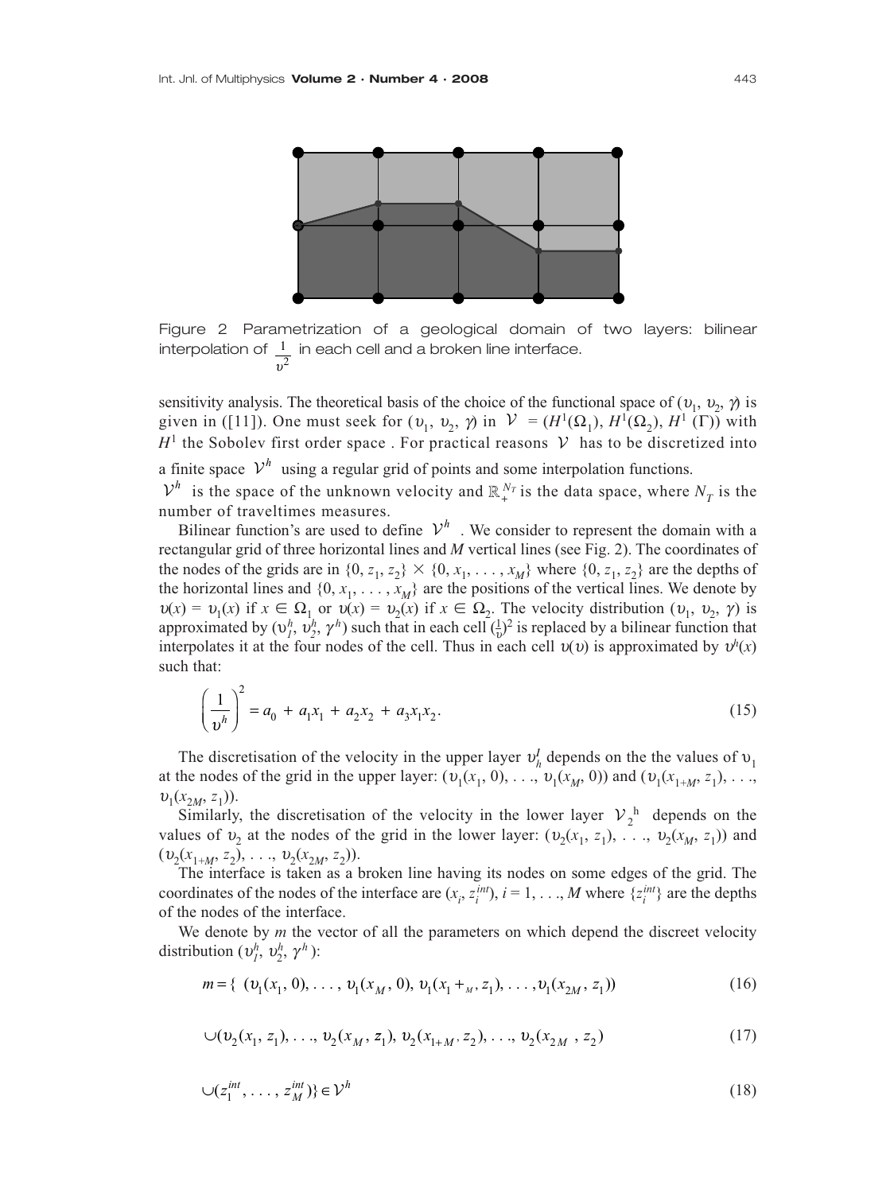Figure 2 Parametrization of a geological domain of two layers: bilinear interpolation of $\frac{1}{\upsilon^2}$ in each cell and a broken line interface.

sensitivity analysis. The theoretical basis of the choice of the functional space of $(\upsilon_1, \upsilon_2, \gamma)$ is given in ([11]). One must seek for $(\upsilon_1, \upsilon_2, \gamma)$ in $\mathcal{V} = (H^1(\Omega_1), H^1(\Omega_2), H^1(\Gamma))$ with $H^1$ the Sobolev first order space . For practical reasons $\mathcal{V}$ has to be discretized into a finite space $\mathcal{V}^h$ using a regular grid of points and some interpolation functions.

$\mathcal{V}^h$ is the space of the unknown velocity and $\mathbb{R}_+^{N_T}$ is the data space, where $N_T$ is the number of traveltimes measures.

Bilinear function's are used to define $\mathcal{V}^h$ . We consider to represent the domain with a rectangular grid of three horizontal lines and $M$ vertical lines (see Fig. 2). The coordinates of the nodes of the grids are in $\{0, z_1, z_2\} \times \{0, x_1, \ldots, x_M\}$ where $\{0, z_1, z_2\}$ are the depths of the horizontal lines and $\{0, x_1, \ldots, x_M\}$ are the positions of the vertical lines. We denote by $\upsilon(x) = \upsilon_1(x)$ if $x \in \Omega_1$ or $\upsilon(x) = \upsilon_2(x)$ if $x \in \Omega_2$. The velocity distribution $(\upsilon_1, \upsilon_2, \gamma)$ is approximated by $(\upsilon_l^h, \upsilon_2^h, \gamma^h)$ such that in each cell $(\frac{1}{\upsilon})^2$ is replaced by a bilinear function that interpolates it at the four nodes of the cell. Thus in each cell $\upsilon(\upsilon)$ is approximated by $\upsilon^h(x)$ such that:

$$\left(\frac{1}{\upsilon^h}\right)^2 = a_0 + a_1x_1 + a_2x_2 + a_3x_1x_2. \tag{15}$$

The discretisation of the velocity in the upper layer $\upsilon_h^l$ depends on the the values of $\upsilon_1$ at the nodes of the grid in the upper layer: $(\upsilon_1(x_1, 0), \ldots, \upsilon_1(x_M, 0))$ and $(\upsilon_1(x_{1+M}, z_1), \ldots, \upsilon_1(x_{2M}, z_1))$.

Similarly, the discretisation of the velocity in the lower layer $\mathcal{V}_2^h$ depends on the values of $\upsilon_2$ at the nodes of the grid in the lower layer: $(\upsilon_2(x_1, z_1), \ldots, \upsilon_2(x_M, z_1))$ and $(\upsilon_2(x_{1+M}, z_2), \ldots, \upsilon_2(x_{2M}, z_2))$.

The interface is taken as a broken line having its nodes on some edges of the grid. The coordinates of the nodes of the interface are $(x_i, z_i^{int})$, $i = 1, \ldots, M$ where $\{z_i^{int}\}$ are the depths of the nodes of the interface.

We denote by $m$ the vector of all the parameters on which depend the discreet velocity distribution $(\upsilon_l^h, \upsilon_2^h, \gamma^h)$:

$$m = \{\ (\upsilon_1(x_1, 0), \ldots, \upsilon_1(x_M, 0), \upsilon_1(x_{1+M}, z_1), \ldots, \upsilon_1(x_{2M}, z_1)) \tag{16}$$

$$\cup(\upsilon_2(x_1, z_1), \ldots, \upsilon_2(x_M, z_1), \upsilon_2(x_{1+M}, z_2), \ldots, \upsilon_2(x_{2M}, z_2) \tag{17}$$

$$\cup(z_1^{int}, \ldots, z_M^{int})\} \in \mathcal{V}^h \tag{18}$$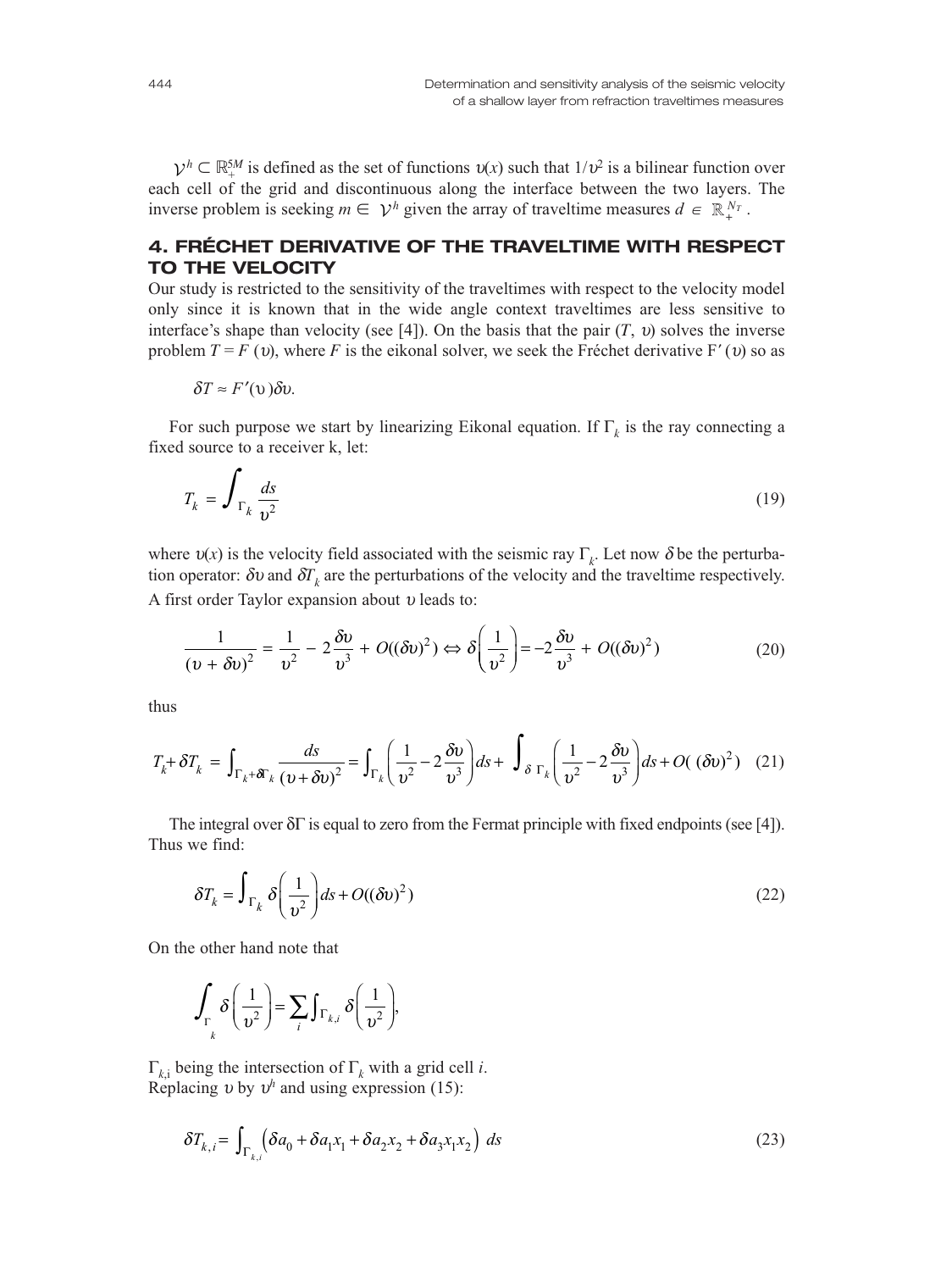$\mathcal{V}^h \subset \mathbb{R}_+^{5M}$ is defined as the set of functions $\upsilon(x)$ such that $1/\upsilon^2$ is a bilinear function over each cell of the grid and discontinuous along the interface between the two layers. The inverse problem is seeking $m \in \mathcal{V}^h$ given the array of traveltime measures $d \in \mathbb{R}_+^{N_T}$.

## 4. FRÉCHET DERIVATIVE OF THE TRAVELTIME WITH RESPECT TO THE VELOCITY

Our study is restricted to the sensitivity of the traveltimes with respect to the velocity model only since it is known that in the wide angle context traveltimes are less sensitive to interface's shape than velocity (see [4]). On the basis that the pair $(T, \upsilon)$ solves the inverse problem $T = F(\upsilon)$, where $F$ is the eikonal solver, we seek the Fréchet derivative $F'(\upsilon)$ so as

$$\delta T \approx F'(\upsilon)\delta\upsilon.$$

For such purpose we start by linearizing Eikonal equation. If $\Gamma_k$ is the ray connecting a fixed source to a receiver k, let:

$$T_k = \int_{\Gamma_k} \frac{ds}{\upsilon^2} \tag{19}$$

where $\upsilon(x)$ is the velocity field associated with the seismic ray $\Gamma_k$. Let now $\delta$ be the perturbation operator: $\delta\upsilon$ and $\delta T_k$ are the perturbations of the velocity and the traveltime respectively. A first order Taylor expansion about $\upsilon$ leads to:

$$\frac{1}{(\upsilon + \delta\upsilon)^2} = \frac{1}{\upsilon^2} - 2\frac{\delta\upsilon}{\upsilon^3} + O((\delta\upsilon)^2) \Leftrightarrow \delta\left(\frac{1}{\upsilon^2}\right) = -2\frac{\delta\upsilon}{\upsilon^3} + O((\delta\upsilon)^2) \tag{20}$$

thus

$$T_k + \delta T_k = \int_{\Gamma_k + \delta\Gamma_k} \frac{ds}{(\upsilon + \delta\upsilon)^2} = \int_{\Gamma_k}\left(\frac{1}{\upsilon^2} - 2\frac{\delta\upsilon}{\upsilon^3}\right)ds + \int_{\delta\,\Gamma_k}\left(\frac{1}{\upsilon^2} - 2\frac{\delta\upsilon}{\upsilon^3}\right)ds + O((\delta\upsilon)^2) \tag{21}$$

The integral over $\delta\Gamma$ is equal to zero from the Fermat principle with fixed endpoints (see [4]). Thus we find:

$$\delta T_k = \int_{\Gamma_k} \delta\left(\frac{1}{\upsilon^2}\right) ds + O((\delta\upsilon)^2) \tag{22}$$

On the other hand note that

$$\int_{\Gamma_k} \delta\left(\frac{1}{\upsilon^2}\right) = \sum_i \int_{\Gamma_{k,i}} \delta\left(\frac{1}{\upsilon^2}\right),$$

$\Gamma_{k,i}$ being the intersection of $\Gamma_k$ with a grid cell $i$.
Replacing $\upsilon$ by $\upsilon^h$ and using expression (15):

$$\delta T_{k,i} = \int_{\Gamma_{k,i}} \left(\delta a_0 + \delta a_1 x_1 + \delta a_2 x_2 + \delta a_3 x_1 x_2\right)\, ds \tag{23}$$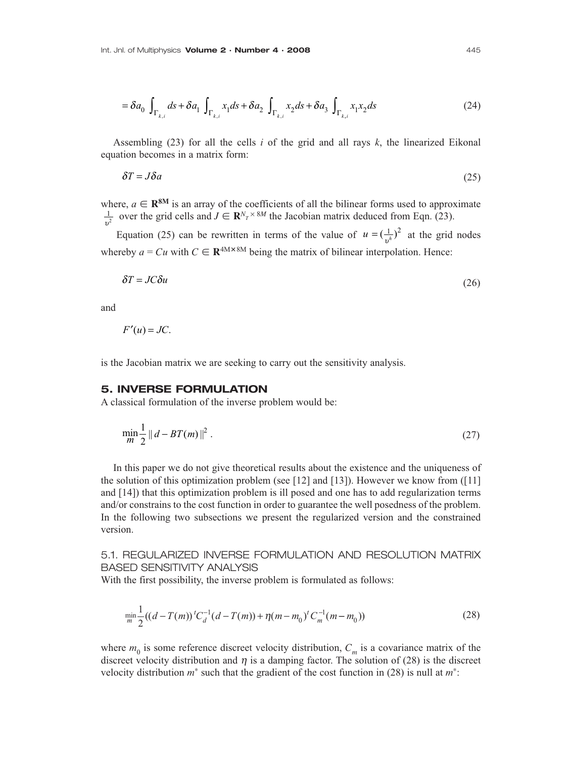$$= \delta a_0 \int_{\Gamma_{k,i}} ds + \delta a_1 \int_{\Gamma_{k,i}} x_1 ds + \delta a_2 \int_{\Gamma_{k,i}} x_2 ds + \delta a_3 \int_{\Gamma_{k,i}} x_1 x_2 ds \tag{24}$$

Assembling (23) for all the cells $i$ of the grid and all rays $k$, the linearized Eikonal equation becomes in a matrix form:

$$\delta T = J \delta a \tag{25}$$

where, $a \in \mathbf{R}^{8M}$ is an array of the coefficients of all the bilinear forms used to approximate $\frac{1}{\upsilon^2}$ over the grid cells and $J \in \mathbf{R}^{N_T \times 8M}$ the Jacobian matrix deduced from Eqn. (23).

Equation (25) can be rewritten in terms of the value of $u = (\frac{1}{\upsilon^h})^2$ at the grid nodes whereby $a = Cu$ with $C \in \mathbf{R}^{4M \times 8M}$ being the matrix of bilinear interpolation. Hence:

$$\delta T = JC \delta u \tag{26}$$

and

$$F'(u) = JC.$$

is the Jacobian matrix we are seeking to carry out the sensitivity analysis.

## 5. INVERSE FORMULATION

A classical formulation of the inverse problem would be:

$$\min_{m} \frac{1}{2} \| d - BT(m) \|^2 . \tag{27}$$

In this paper we do not give theoretical results about the existence and the uniqueness of the solution of this optimization problem (see [12] and [13]). However we know from ([11] and [14]) that this optimization problem is ill posed and one has to add regularization terms and/or constrains to the cost function in order to guarantee the well posedness of the problem. In the following two subsections we present the regularized version and the constrained version.

### 5.1. REGULARIZED INVERSE FORMULATION AND RESOLUTION MATRIX BASED SENSITIVITY ANALYSIS

With the first possibility, the inverse problem is formulated as follows:

$$\min_{m} \frac{1}{2}((d - T(m))^t C_d^{-1}(d - T(m)) + \eta (m - m_0)^t C_m^{-1}(m - m_0)) \tag{28}$$

where $m_0$ is some reference discreet velocity distribution, $C_m$ is a covariance matrix of the discreet velocity distribution and $\eta$ is a damping factor. The solution of (28) is the discreet velocity distribution $m^*$ such that the gradient of the cost function in (28) is null at $m^*$: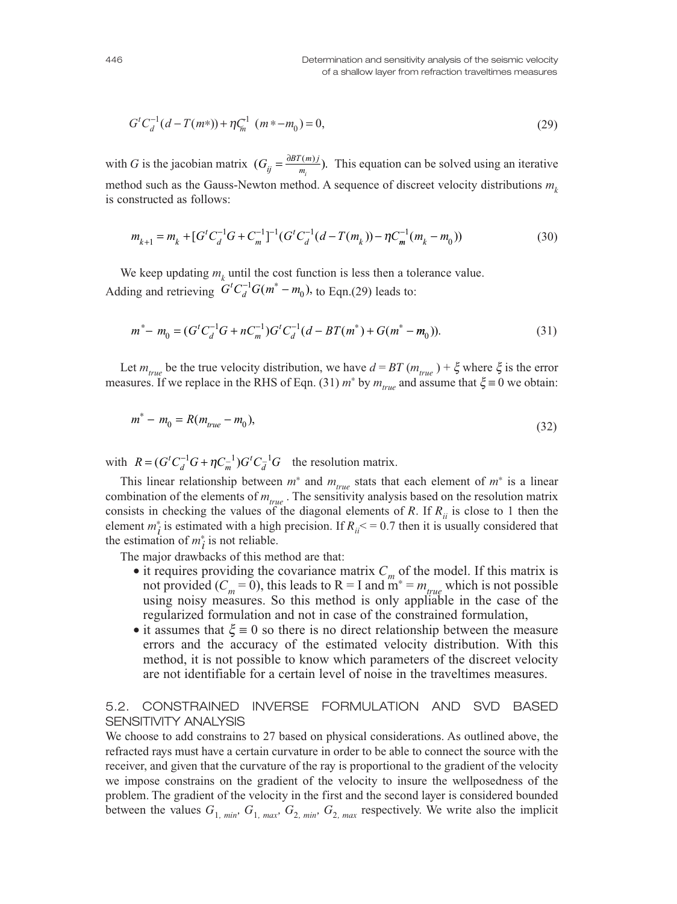$$G^t C_d^{-1}(d - T(m*)) + \eta C_m^{1}\ (m* - m_0) = 0, \tag{29}$$

with $G$ is the jacobian matrix $(G_{ij} = \frac{\partial BT(m)j}{m_i})$. This equation can be solved using an iterative method such as the Gauss-Newton method. A sequence of discreet velocity distributions $m_k$ is constructed as follows:

$$m_{k+1} = m_k + [G^t C_d^{-1} G + C_m^{-1}]^{-1}(G^t C_d^{-1}(d - T(m_k)) - \eta C_m^{-1}(m_k - m_0)) \tag{30}$$

We keep updating $m_k$ until the cost function is less then a tolerance value.
Adding and retrieving $G^t C_d^{-1} G(m^* - m_0)$, to Eqn.(29) leads to:

$$m^* - m_0 = (G^t C_d^{-1} G + nC_m^{-1}) G^t C_d^{-1}(d - BT(m^*) + G(m^* - m_0)). \tag{31}$$

Let $m_{true}$ be the true velocity distribution, we have $d = BT(m_{true}) + \xi$ where $\xi$ is the error measures. If we replace in the RHS of Eqn. (31) $m^*$ by $m_{true}$ and assume that $\xi \equiv 0$ we obtain:

$$m^* - m_0 = R(m_{true} - m_0), \tag{32}$$

with $R = (G^t C_d^{-1} G + \eta C_m^{-1}) G^t C_d^{-1} G$ the resolution matrix.

This linear relationship between $m^*$ and $m_{true}$ stats that each element of $m^*$ is a linear combination of the elements of $m_{true}$. The sensitivity analysis based on the resolution matrix consists in checking the values of the diagonal elements of $R$. If $R_{ii}$ is close to 1 then the element $m_i^*$ is estimated with a high precision. If $R_{ii} <= 0.7$ then it is usually considered that the estimation of $m_i^*$ is not reliable.

The major drawbacks of this method are that:

- it requires providing the covariance matrix $C_m$ of the model. If this matrix is not provided ($C_m = 0$), this leads to $R = I$ and $m^* = m_{true}$ which is not possible using noisy measures. So this method is only appliable in the case of the regularized formulation and not in case of the constrained formulation,
- it assumes that $\xi \equiv 0$ so there is no direct relationship between the measure errors and the accuracy of the estimated velocity distribution. With this method, it is not possible to know which parameters of the discreet velocity are not identifiable for a certain level of noise in the traveltimes measures.

## 5.2. CONSTRAINED INVERSE FORMULATION AND SVD BASED SENSITIVITY ANALYSIS

We choose to add constrains to 27 based on physical considerations. As outlined above, the refracted rays must have a certain curvature in order to be able to connect the source with the receiver, and given that the curvature of the ray is proportional to the gradient of the velocity we impose constrains on the gradient of the velocity to insure the wellposedness of the problem. The gradient of the velocity in the first and the second layer is considered bounded between the values $G_{1,\,min}$, $G_{1,\,max}$, $G_{2,\,min}$, $G_{2,\,max}$ respectively. We write also the implicit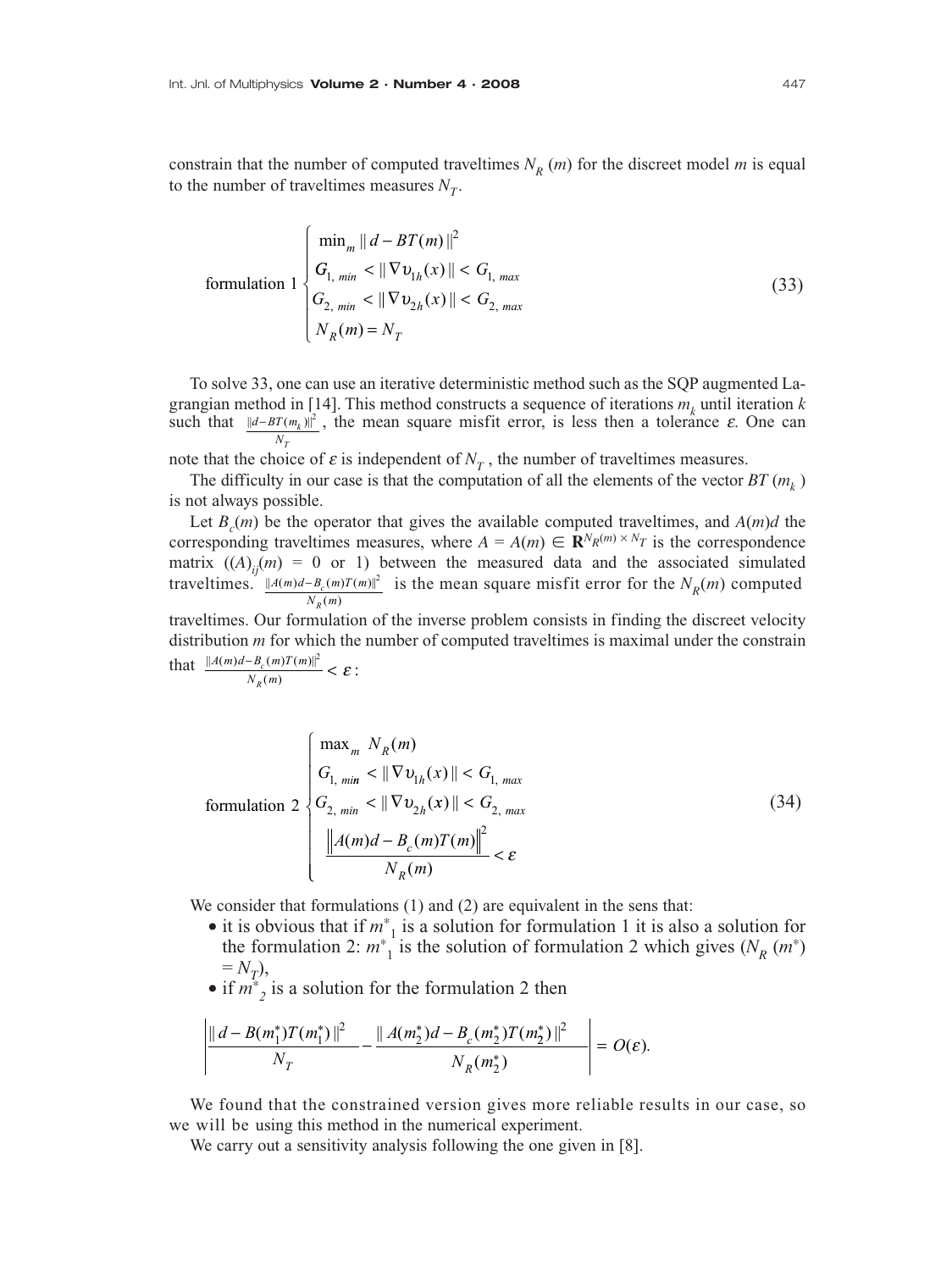constrain that the number of computed traveltimes $N_R(m)$ for the discreet model $m$ is equal to the number of traveltimes measures $N_T$.

$$
\text{formulation 1} \begin{cases} \min_m \| d - BT(m) \|^2 \\ G_{1,\,min} < \| \nabla \upsilon_{1h}(x) \| < G_{1,\,max} \\ G_{2,\,min} < \| \nabla \upsilon_{2h}(x) \| < G_{2,\,max} \\ N_R(m) = N_T \end{cases} \tag{33}
$$

To solve 33, one can use an iterative deterministic method such as the SQP augmented Lagrangian method in [14]. This method constructs a sequence of iterations $m_k$ until iteration $k$ such that $\frac{\|d - BT(m_k)\|^2}{N_T}$, the mean square misfit error, is less then a tolerance $\varepsilon$. One can note that the choice of $\varepsilon$ is independent of $N_T$, the number of traveltimes measures.

The difficulty in our case is that the computation of all the elements of the vector $BT(m_k)$ is not always possible.

Let $B_c(m)$ be the operator that gives the available computed traveltimes, and $A(m)d$ the corresponding traveltimes measures, where $A = A(m) \in \mathbf{R}^{N_R(m) \times N_T}$ is the correspondence matrix $((A)_{ij}(m) = 0 \text{ or } 1)$ between the measured data and the associated simulated traveltimes. $\frac{\|A(m)d - B_c(m)T(m)\|^2}{N_R(m)}$ is the mean square misfit error for the $N_R(m)$ computed traveltimes. Our formulation of the inverse problem consists in finding the discreet velocity distribution $m$ for which the number of computed traveltimes is maximal under the constrain that $\frac{\|A(m)d - B_c(m)T(m)\|^2}{N_R(m)} < \varepsilon$:

$$
\text{formulation 2} \begin{cases} \max_m \; N_R(m) \\ G_{1,\,min} < \| \nabla \upsilon_{1h}(x) \| < G_{1,\,max} \\ G_{2,\,min} < \| \nabla \upsilon_{2h}(x) \| < G_{2,\,max} \\ \dfrac{\left\| A(m)d - B_c(m)T(m) \right\|^2}{N_R(m)} < \varepsilon \end{cases} \tag{34}
$$

We consider that formulations (1) and (2) are equivalent in the sens that:

- it is obvious that if $m^*_1$ is a solution for formulation 1 it is also a solution for the formulation 2: $m^*_1$ is the solution of formulation 2 which gives $(N_R(m^*) = N_T)$,
- if $m^*_2$ is a solution for the formulation 2 then

$$
\left| \frac{\| d - B(m_1^*)T(m_1^*) \|^2}{N_T} - \frac{\| A(m_2^*)d - B_c(m_2^*)T(m_2^*) \|^2}{N_R(m_2^*)} \right| = O(\varepsilon).
$$

We found that the constrained version gives more reliable results in our case, so we will be using this method in the numerical experiment.

We carry out a sensitivity analysis following the one given in [8].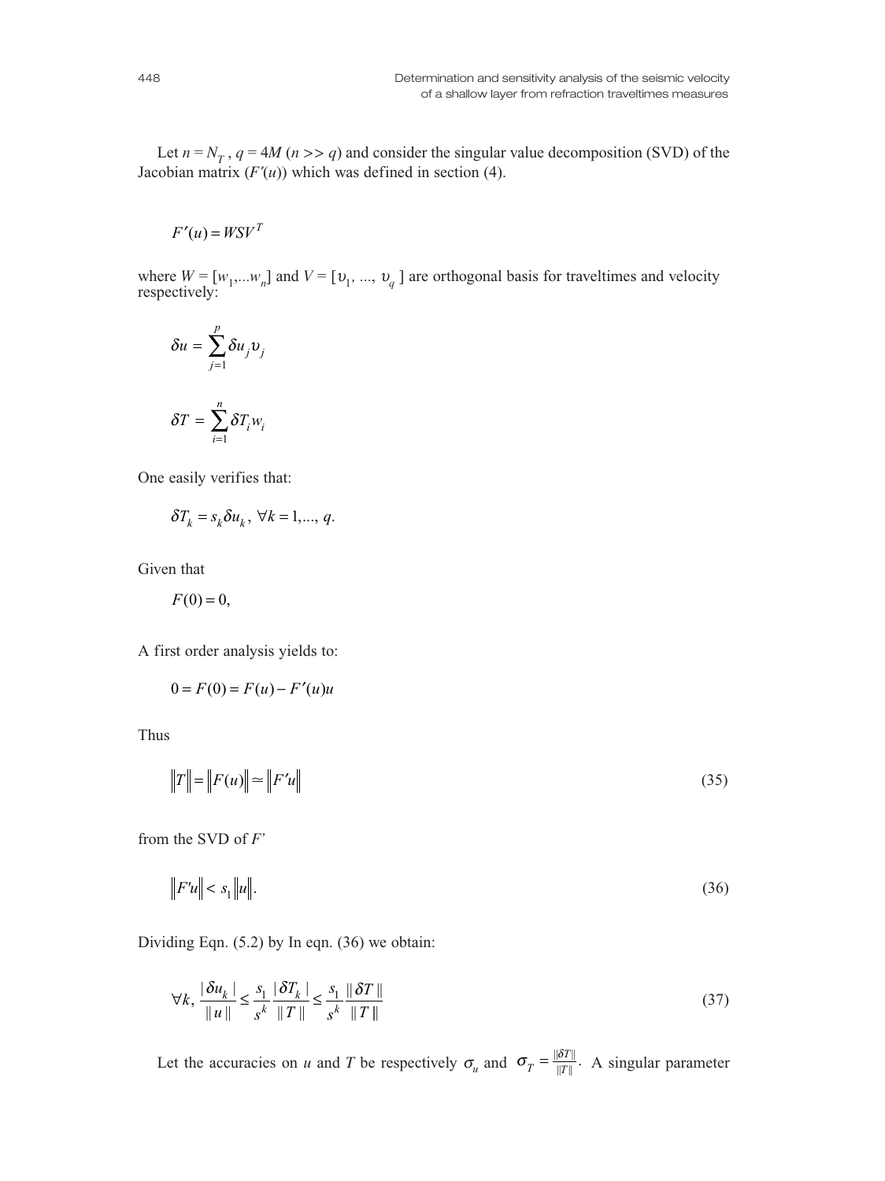Let $n = N_T$ , $q = 4M$ ($n >> q$) and consider the singular value decomposition (SVD) of the Jacobian matrix ($F'(u)$) which was defined in section (4).

$$F'(u) = WSV^T$$

where $W = [w_1,...w_n]$ and $V = [\upsilon_1, ..., \upsilon_q]$ are orthogonal basis for traveltimes and velocity respectively:

$$\delta u = \sum_{j=1}^{p} \delta u_j \upsilon_j$$

$$\delta T = \sum_{i=1}^{n} \delta T_i w_i$$

One easily verifies that:

$$\delta T_k = s_k \delta u_k, \ \forall k = 1, ..., q.$$

Given that

$$F(0) = 0,$$

A first order analysis yields to:

$$0 = F(0) = F(u) - F'(u)u$$

Thus

$$\|T\| = \|F(u)\| \simeq \|F'u\| \tag{35}$$

from the SVD of $F'$

$$\|F'u\| < s_1 \|u\|. \tag{36}$$

Dividing Eqn. (5.2) by In eqn. (36) we obtain:

$$\forall k, \ \frac{|\delta u_k|}{\|u\|} \leq \frac{s_1}{s^k} \frac{|\delta T_k|}{\|T\|} \leq \frac{s_1}{s^k} \frac{\|\delta T\|}{\|T\|} \tag{37}$$

Let the accuracies on $u$ and $T$ be respectively $\sigma_u$ and $\sigma_T = \frac{\|\delta T\|}{\|T\|}$. A singular parameter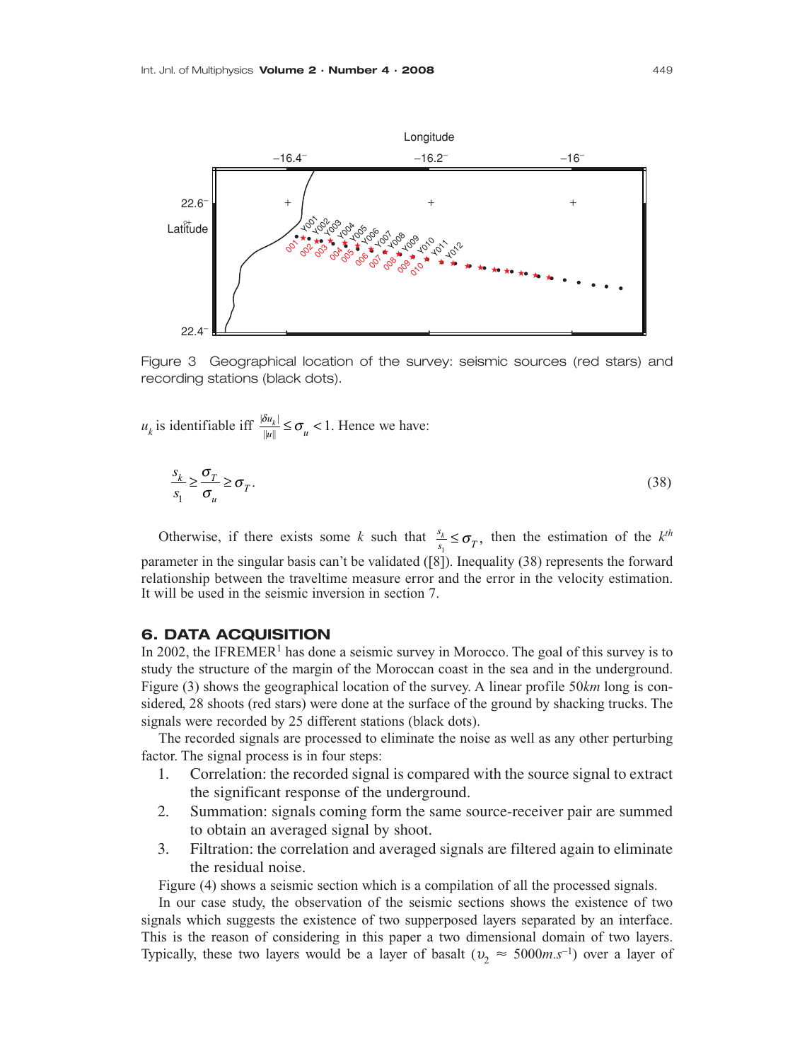Figure 3 Geographical location of the survey: seismic sources (red stars) and recording stations (black dots).

$u_k$ is identifiable iff $\frac{|\delta u_k|}{\|u\|} \leq \sigma_u < 1$. Hence we have:

$$\frac{s_k}{s_1} \geq \frac{\sigma_T}{\sigma_u} \geq \sigma_T. \tag{38}$$

Otherwise, if there exists some $k$ such that $\frac{s_k}{s_1} \leq \sigma_T$, then the estimation of the $k^{th}$ parameter in the singular basis can't be validated ([8]). Inequality (38) represents the forward relationship between the traveltime measure error and the error in the velocity estimation. It will be used in the seismic inversion in section 7.

## 6. DATA ACQUISITION

In 2002, the IFREMER[1] has done a seismic survey in Morocco. The goal of this survey is to study the structure of the margin of the Moroccan coast in the sea and in the underground. Figure (3) shows the geographical location of the survey. A linear profile 50*km* long is considered, 28 shoots (red stars) were done at the surface of the ground by shacking trucks. The signals were recorded by 25 different stations (black dots).

The recorded signals are processed to eliminate the noise as well as any other perturbing factor. The signal process is in four steps:

1. Correlation: the recorded signal is compared with the source signal to extract the significant response of the underground.
2. Summation: signals coming form the same source-receiver pair are summed to obtain an averaged signal by shoot.
3. Filtration: the correlation and averaged signals are filtered again to eliminate the residual noise.

Figure (4) shows a seismic section which is a compilation of all the processed signals.

In our case study, the observation of the seismic sections shows the existence of two signals which suggests the existence of two supperposed layers separated by an interface. This is the reason of considering in this paper a two dimensional domain of two layers. Typically, these two layers would be a layer of basalt ($\upsilon_2 \approx 5000 m.s^{-1}$) over a layer of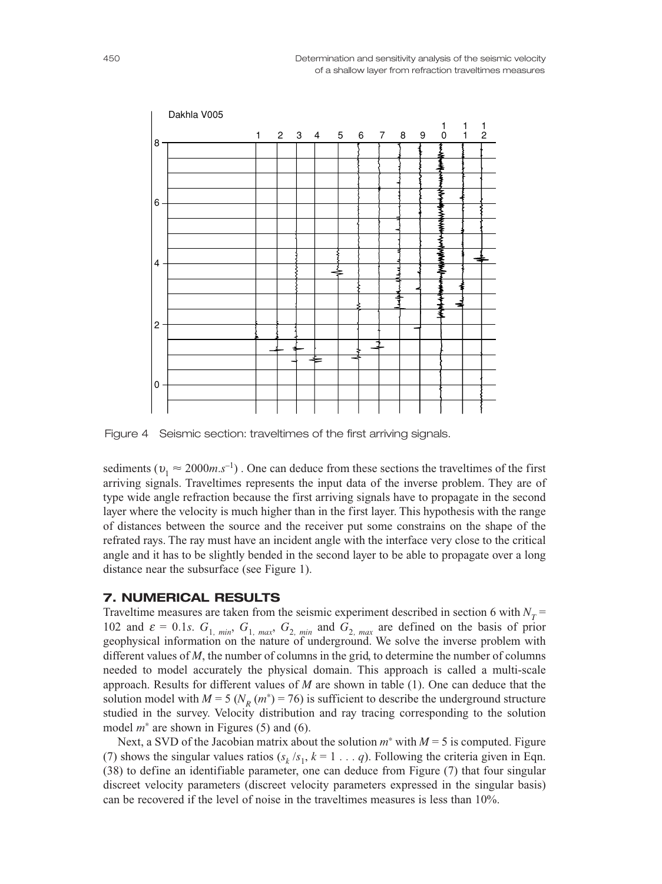Figure 4 Seismic section: traveltimes of the first arriving signals.

sediments ($\upsilon_1 \approx 2000 m.s^{-1}$) . One can deduce from these sections the traveltimes of the first arriving signals. Traveltimes represents the input data of the inverse problem. They are of type wide angle refraction because the first arriving signals have to propagate in the second layer where the velocity is much higher than in the first layer. This hypothesis with the range of distances between the source and the receiver put some constrains on the shape of the refrated rays. The ray must have an incident angle with the interface very close to the critical angle and it has to be slightly bended in the second layer to be able to propagate over a long distance near the subsurface (see Figure 1).

## 7. NUMERICAL RESULTS

Traveltime measures are taken from the seismic experiment described in section 6 with $N_T = 102$ and $\varepsilon = 0.1s$. $G_{1,\,min}$, $G_{1,\,max}$, $G_{2,\,min}$ and $G_{2,\,max}$ are defined on the basis of prior geophysical information on the nature of underground. We solve the inverse problem with different values of $M$, the number of columns in the grid, to determine the number of columns needed to model accurately the physical domain. This approach is called a multi-scale approach. Results for different values of $M$ are shown in table (1). One can deduce that the solution model with $M = 5$ ($N_R(m^*) = 76$) is sufficient to describe the underground structure studied in the survey. Velocity distribution and ray tracing corresponding to the solution model $m^*$ are shown in Figures (5) and (6).

Next, a SVD of the Jacobian matrix about the solution $m^*$ with $M = 5$ is computed. Figure (7) shows the singular values ratios ($s_k/s_1$, $k = 1 \ldots q$). Following the criteria given in Eqn. (38) to define an identifiable parameter, one can deduce from Figure (7) that four singular discreet velocity parameters (discreet velocity parameters expressed in the singular basis) can be recovered if the level of noise in the traveltimes measures is less than 10%.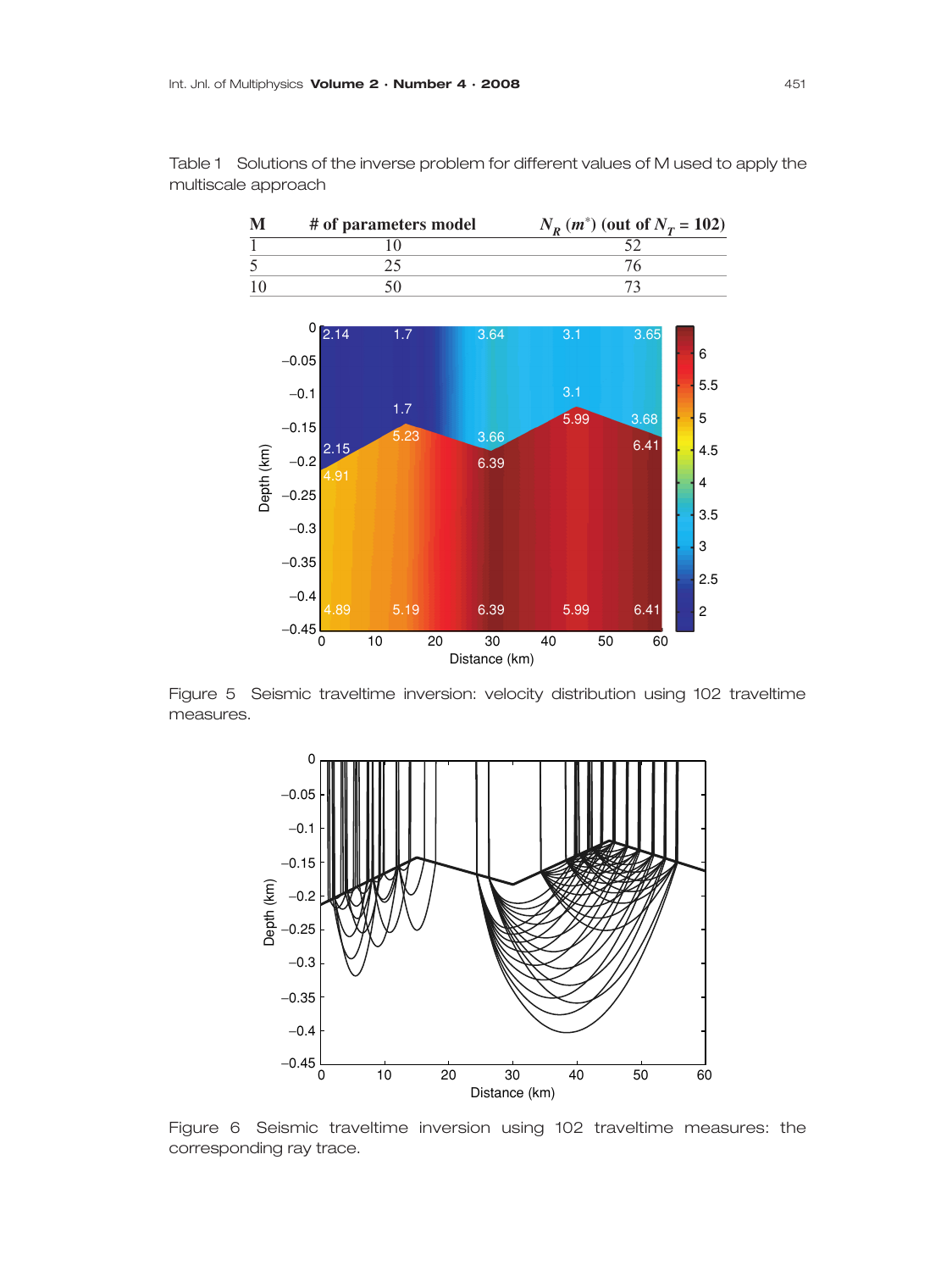Table 1 Solutions of the inverse problem for different values of M used to apply the multiscale approach

| M | # of parameters model | $N_R$ ($m^*$) (out of $N_T$ = 102) |
|---|---|---|
| 1 | 10 | 52 |
| 5 | 25 | 76 |
| 10 | 50 | 73 |

Figure 5 Seismic traveltime inversion: velocity distribution using 102 traveltime measures.

Figure 6 Seismic traveltime inversion using 102 traveltime measures: the corresponding ray trace.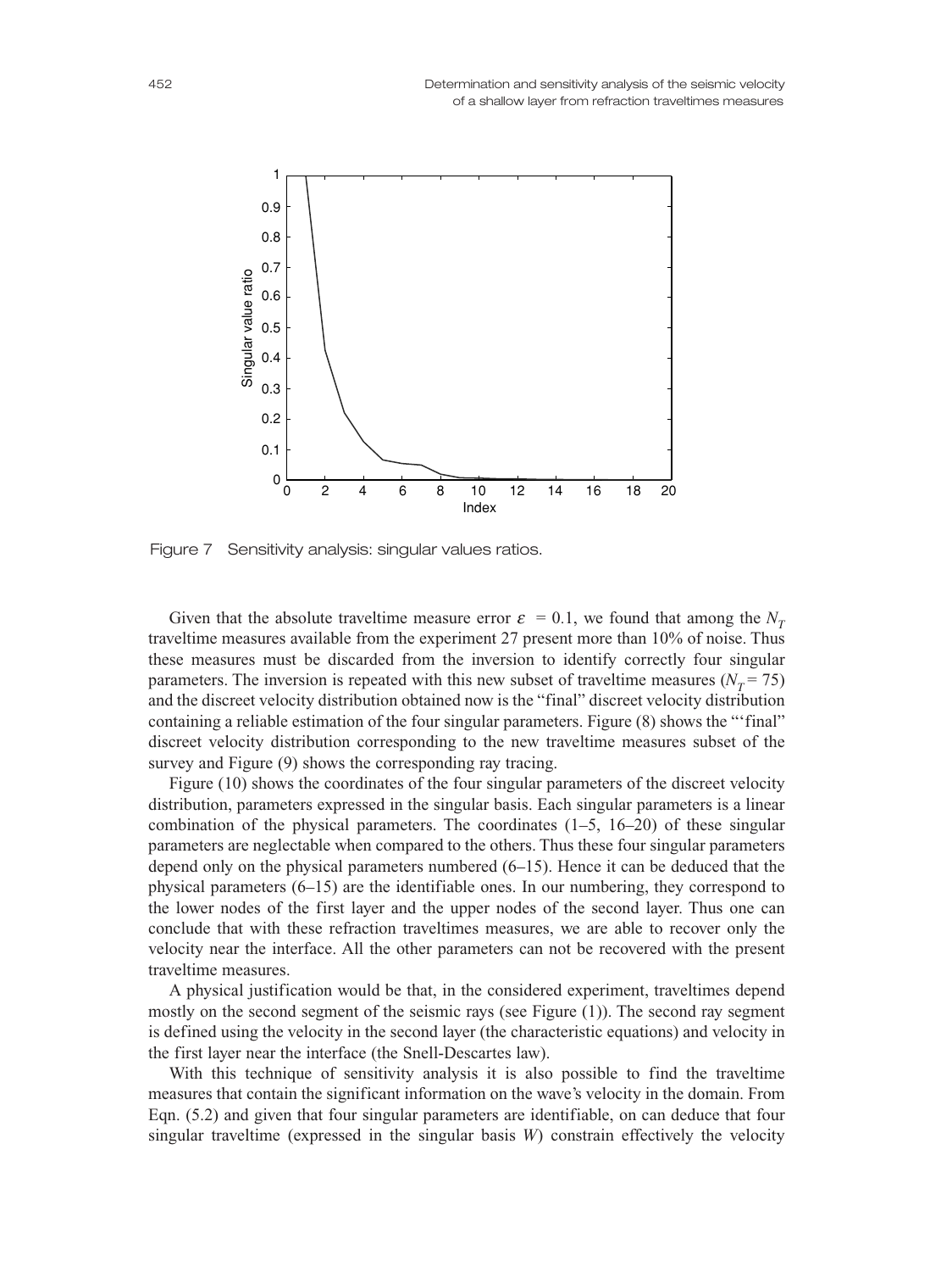Figure 7 Sensitivity analysis: singular values ratios.

Given that the absolute traveltime measure error $\varepsilon = 0.1$, we found that among the $N_T$ traveltime measures available from the experiment 27 present more than 10% of noise. Thus these measures must be discarded from the inversion to identify correctly four singular parameters. The inversion is repeated with this new subset of traveltime measures ($N_T = 75$) and the discreet velocity distribution obtained now is the "final" discreet velocity distribution containing a reliable estimation of the four singular parameters. Figure (8) shows the "'final" discreet velocity distribution corresponding to the new traveltime measures subset of the survey and Figure (9) shows the corresponding ray tracing.

Figure (10) shows the coordinates of the four singular parameters of the discreet velocity distribution, parameters expressed in the singular basis. Each singular parameters is a linear combination of the physical parameters. The coordinates (1–5, 16–20) of these singular parameters are neglectable when compared to the others. Thus these four singular parameters depend only on the physical parameters numbered (6–15). Hence it can be deduced that the physical parameters (6–15) are the identifiable ones. In our numbering, they correspond to the lower nodes of the first layer and the upper nodes of the second layer. Thus one can conclude that with these refraction traveltimes measures, we are able to recover only the velocity near the interface. All the other parameters can not be recovered with the present traveltime measures.

A physical justification would be that, in the considered experiment, traveltimes depend mostly on the second segment of the seismic rays (see Figure (1)). The second ray segment is defined using the velocity in the second layer (the characteristic equations) and velocity in the first layer near the interface (the Snell-Descartes law).

With this technique of sensitivity analysis it is also possible to find the traveltime measures that contain the significant information on the wave's velocity in the domain. From Eqn. (5.2) and given that four singular parameters are identifiable, on can deduce that four singular traveltime (expressed in the singular basis $W$) constrain effectively the velocity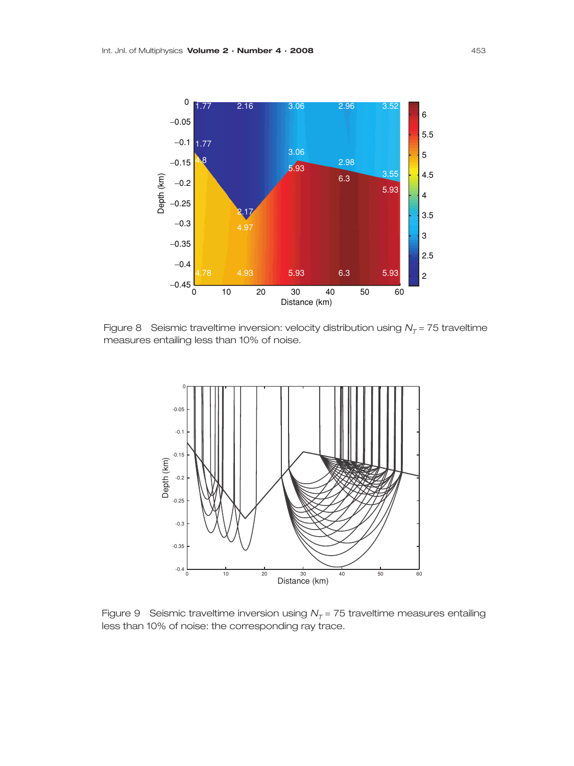Figure 8 Seismic traveltime inversion: velocity distribution using $N_T = 75$ traveltime measures entailing less than 10% of noise.

Figure 9 Seismic traveltime inversion using $N_T = 75$ traveltime measures entailing less than 10% of noise: the corresponding ray trace.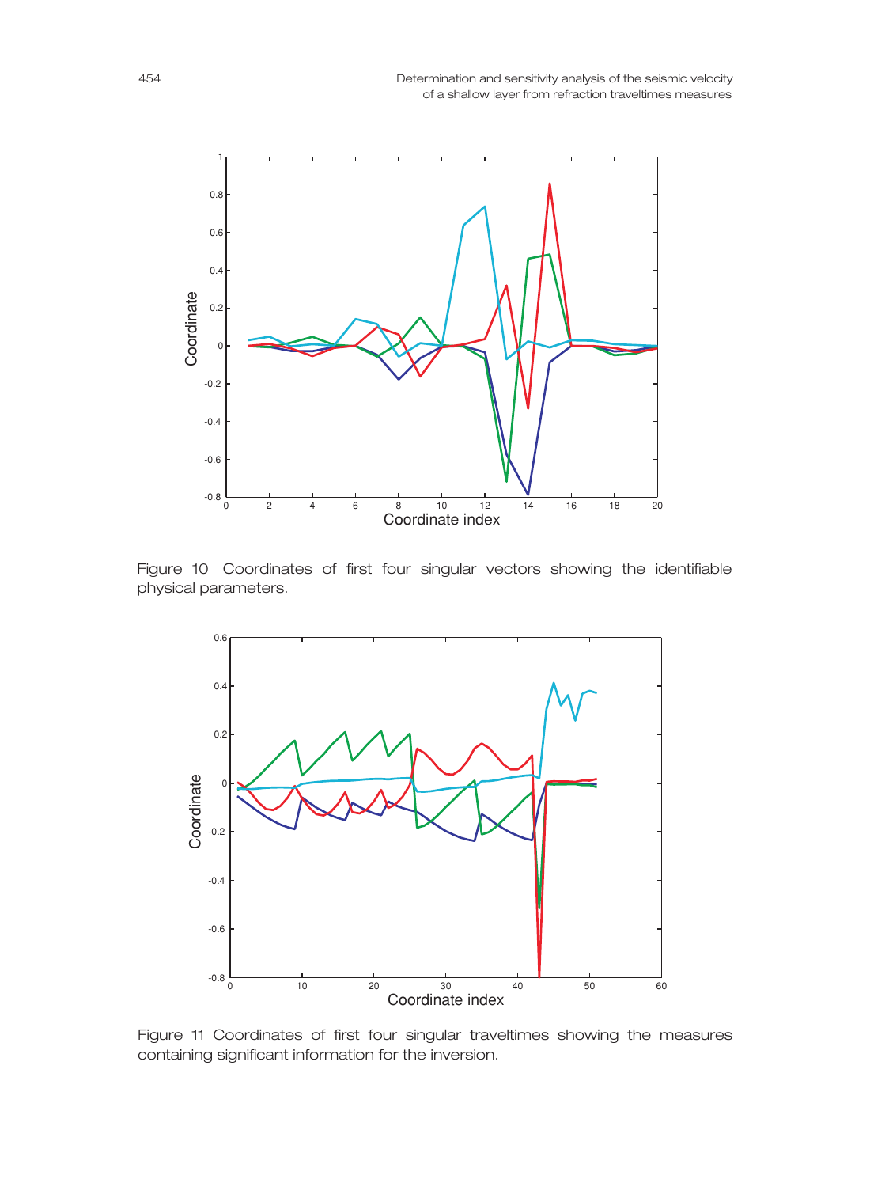Figure 10 Coordinates of first four singular vectors showing the identifiable physical parameters.

Figure 11 Coordinates of first four singular traveltimes showing the measures containing significant information for the inversion.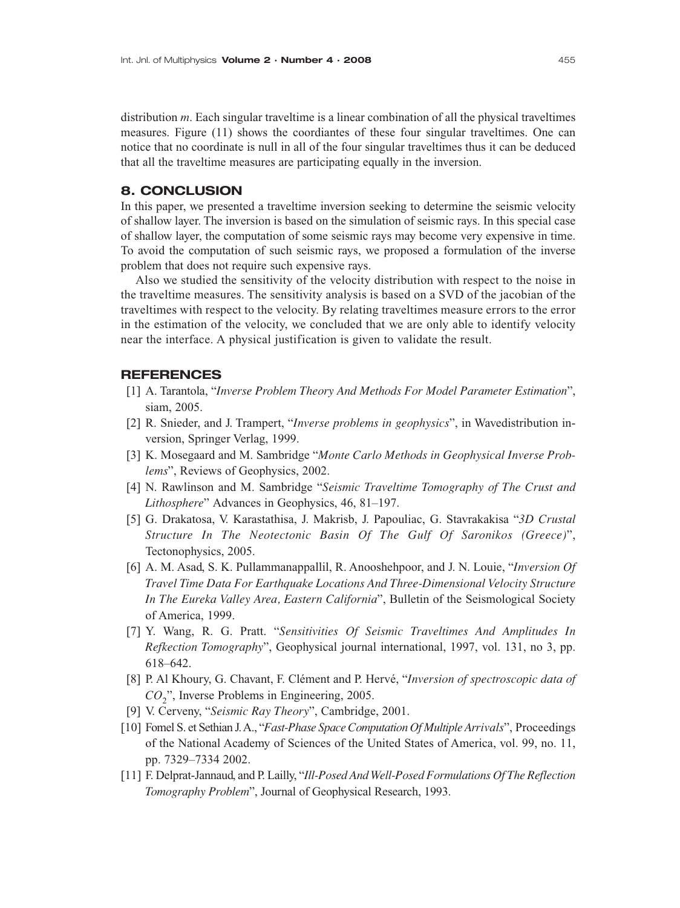distribution $m$. Each singular traveltime is a linear combination of all the physical traveltimes measures. Figure (11) shows the coordiantes of these four singular traveltimes. One can notice that no coordinate is null in all of the four singular traveltimes thus it can be deduced that all the traveltime measures are participating equally in the inversion.

## 8. CONCLUSION

In this paper, we presented a traveltime inversion seeking to determine the seismic velocity of shallow layer. The inversion is based on the simulation of seismic rays. In this special case of shallow layer, the computation of some seismic rays may become very expensive in time. To avoid the computation of such seismic rays, we proposed a formulation of the inverse problem that does not require such expensive rays.

Also we studied the sensitivity of the velocity distribution with respect to the noise in the traveltime measures. The sensitivity analysis is based on a SVD of the jacobian of the traveltimes with respect to the velocity. By relating traveltimes measure errors to the error in the estimation of the velocity, we concluded that we are only able to identify velocity near the interface. A physical justification is given to validate the result.

## REFERENCES

[1] A. Tarantola, "*Inverse Problem Theory And Methods For Model Parameter Estimation*", siam, 2005.

[2] R. Snieder, and J. Trampert, "*Inverse problems in geophysics*", in Wavedistribution inversion, Springer Verlag, 1999.

[3] K. Mosegaard and M. Sambridge "*Monte Carlo Methods in Geophysical Inverse Problems*", Reviews of Geophysics, 2002.

[4] N. Rawlinson and M. Sambridge "*Seismic Traveltime Tomography of The Crust and Lithosphere*" Advances in Geophysics, 46, 81–197.

[5] G. Drakatosa, V. Karastathisa, J. Makrisb, J. Papouliac, G. Stavrakakisa "*3D Crustal Structure In The Neotectonic Basin Of The Gulf Of Saronikos (Greece)*", Tectonophysics, 2005.

[6] A. M. Asad, S. K. Pullammanappallil, R. Anooshehpoor, and J. N. Louie, "*Inversion Of Travel Time Data For Earthquake Locations And Three-Dimensional Velocity Structure In The Eureka Valley Area, Eastern California*", Bulletin of the Seismological Society of America, 1999.

[7] Y. Wang, R. G. Pratt. "*Sensitivities Of Seismic Traveltimes And Amplitudes In Refkection Tomography*", Geophysical journal international, 1997, vol. 131, no 3, pp. 618–642.

[8] P. Al Khoury, G. Chavant, F. Clément and P. Hervé, "*Inversion of spectroscopic data of $CO_2$*", Inverse Problems in Engineering, 2005.

[9] V. Cerveny, "*Seismic Ray Theory*", Cambridge, 2001.

[10] Fomel S. et Sethian J. A., "*Fast-Phase Space Computation Of Multiple Arrivals*", Proceedings of the National Academy of Sciences of the United States of America, vol. 99, no. 11, pp. 7329–7334 2002.

[11] F. Delprat-Jannaud, and P. Lailly, "*Ill-Posed And Well-Posed Formulations Of The Reflection Tomography Problem*", Journal of Geophysical Research, 1993.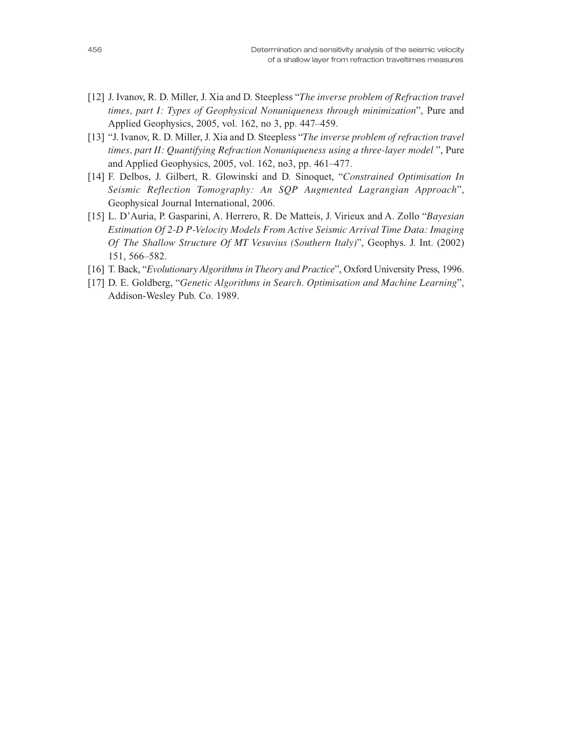[12] J. Ivanov, R. D. Miller, J. Xia and D. Steepless "*The inverse problem of Refraction travel times, part I: Types of Geophysical Nonuniqueness through minimization*", Pure and Applied Geophysics, 2005, vol. 162, no 3, pp. 447–459.

[13] "J. Ivanov, R. D. Miller, J. Xia and D. Steepless "*The inverse problem of refraction travel times, part II: Quantifying Refraction Nonuniqueness using a three-layer model* ", Pure and Applied Geophysics, 2005, vol. 162, no3, pp. 461–477.

[14] F. Delbos, J. Gilbert, R. Glowinski and D. Sinoquet, "*Constrained Optimisation In Seismic Reflection Tomography: An SQP Augmented Lagrangian Approach*", Geophysical Journal International, 2006.

[15] L. D'Auria, P. Gasparini, A. Herrero, R. De Matteis, J. Virieux and A. Zollo "*Bayesian Estimation Of 2-D P-Velocity Models From Active Seismic Arrival Time Data: Imaging Of The Shallow Structure Of MT Vesuvius (Southern Italy)*", Geophys. J. Int. (2002) 151, 566–582.

[16] T. Back, "*Evolutionary Algorithms in Theory and Practice*", Oxford University Press, 1996.

[17] D. E. Goldberg, "*Genetic Algorithms in Search. Optimisation and Machine Learning*", Addison-Wesley Pub. Co. 1989.